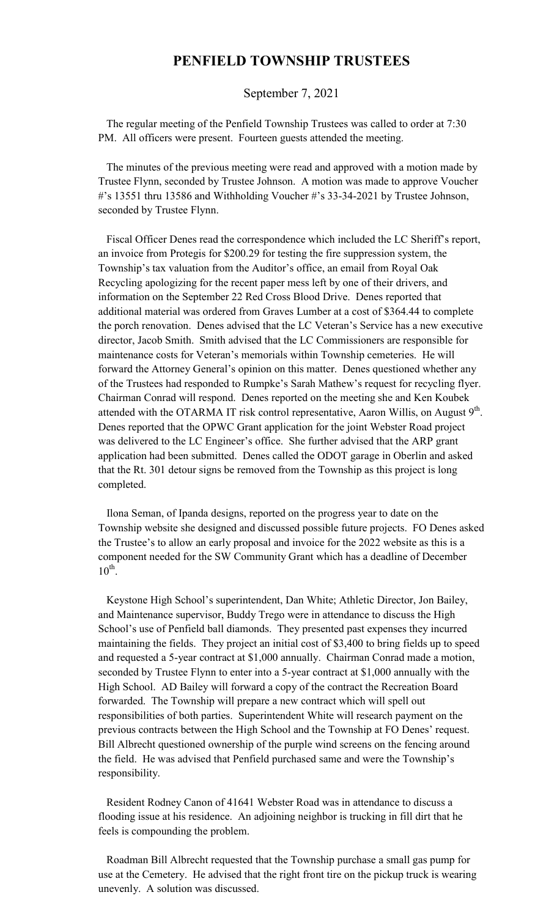# PENFIELD TOWNSHIP TRUSTEES

September 7, 2021

The regular meeting of the Penfield Township Trustees was called to order at 7:30 PM. All officers were present. Fourteen guests attended the meeting.

The minutes of the previous meeting were read and approved with a motion made by Trustee Flynn, seconded by Trustee Johnson. A motion was made to approve Voucher #'s 13551 thru 13586 and Withholding Voucher #'s 33-34-2021 by Trustee Johnson, seconded by Trustee Flynn.

Fiscal Officer Denes read the correspondence which included the LC Sheriff's report, an invoice from Protegis for $200.29 for testing the fire suppression system, the Township's tax valuation from the Auditor's office, an email from Royal Oak Recycling apologizing for the recent paper mess left by one of their drivers, and information on the September 22 Red Cross Blood Drive. Denes reported that additional material was ordered from Graves Lumber at a cost of $364.44 to complete the porch renovation. Denes advised that the LC Veteran's Service has a new executive director, Jacob Smith. Smith advised that the LC Commissioners are responsible for maintenance costs for Veteran's memorials within Township cemeteries. He will forward the Attorney General's opinion on this matter. Denes questioned whether any of the Trustees had responded to Rumpke's Sarah Mathew's request for recycling flyer. Chairman Conrad will respond. Denes reported on the meeting she and Ken Koubek attended with the OTARMA IT risk control representative, Aaron Willis, on August 9th. Denes reported that the OPWC Grant application for the joint Webster Road project was delivered to the LC Engineer's office. She further advised that the ARP grant application had been submitted. Denes called the ODOT garage in Oberlin and asked that the Rt. 301 detour signs be removed from the Township as this project is long completed.

Ilona Seman, of Ipanda designs, reported on the progress year to date on the Township website she designed and discussed possible future projects. FO Denes asked the Trustee's to allow an early proposal and invoice for the 2022 website as this is a component needed for the SW Community Grant which has a deadline of December 10th.

Keystone High School's superintendent, Dan White; Athletic Director, Jon Bailey, and Maintenance supervisor, Buddy Trego were in attendance to discuss the High School's use of Penfield ball diamonds. They presented past expenses they incurred maintaining the fields. They project an initial cost of $3,400 to bring fields up to speed and requested a 5-year contract at $1,000 annually. Chairman Conrad made a motion, seconded by Trustee Flynn to enter into a 5-year contract at $1,000 annually with the High School. AD Bailey will forward a copy of the contract the Recreation Board forwarded. The Township will prepare a new contract which will spell out responsibilities of both parties. Superintendent White will research payment on the previous contracts between the High School and the Township at FO Denes' request. Bill Albrecht questioned ownership of the purple wind screens on the fencing around the field. He was advised that Penfield purchased same and were the Township's responsibility.

Resident Rodney Canon of 41641 Webster Road was in attendance to discuss a flooding issue at his residence. An adjoining neighbor is trucking in fill dirt that he feels is compounding the problem.

Roadman Bill Albrecht requested that the Township purchase a small gas pump for use at the Cemetery. He advised that the right front tire on the pickup truck is wearing unevenly. A solution was discussed.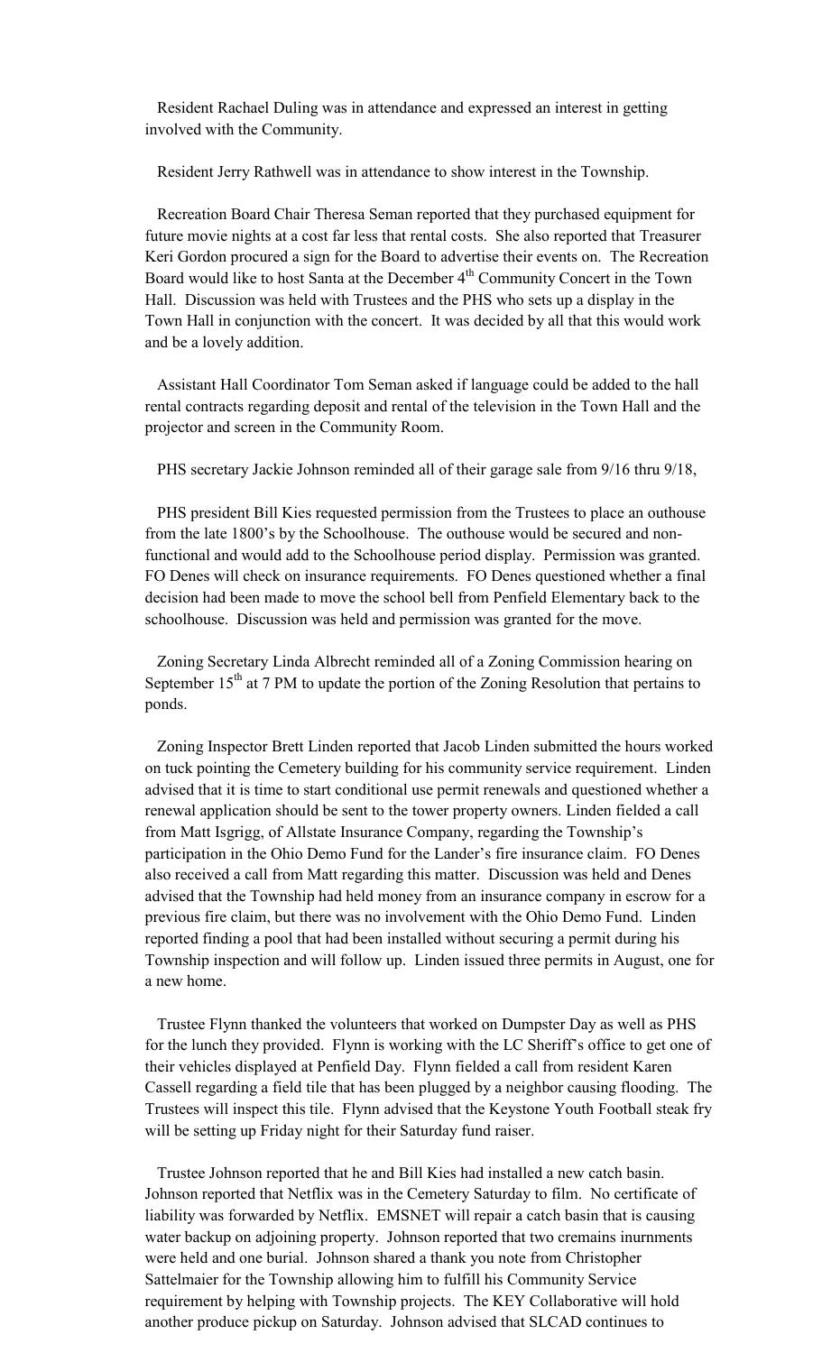Resident Rachael Duling was in attendance and expressed an interest in getting involved with the Community.

Resident Jerry Rathwell was in attendance to show interest in the Township.

Recreation Board Chair Theresa Seman reported that they purchased equipment for future movie nights at a cost far less that rental costs. She also reported that Treasurer Keri Gordon procured a sign for the Board to advertise their events on. The Recreation Board would like to host Santa at the December 4th Community Concert in the Town Hall. Discussion was held with Trustees and the PHS who sets up a display in the Town Hall in conjunction with the concert. It was decided by all that this would work and be a lovely addition.

Assistant Hall Coordinator Tom Seman asked if language could be added to the hall rental contracts regarding deposit and rental of the television in the Town Hall and the projector and screen in the Community Room.

PHS secretary Jackie Johnson reminded all of their garage sale from 9/16 thru 9/18,

PHS president Bill Kies requested permission from the Trustees to place an outhouse from the late 1800's by the Schoolhouse. The outhouse would be secured and non-functional and would add to the Schoolhouse period display. Permission was granted. FO Denes will check on insurance requirements. FO Denes questioned whether a final decision had been made to move the school bell from Penfield Elementary back to the schoolhouse. Discussion was held and permission was granted for the move.

Zoning Secretary Linda Albrecht reminded all of a Zoning Commission hearing on September 15th at 7 PM to update the portion of the Zoning Resolution that pertains to ponds.

Zoning Inspector Brett Linden reported that Jacob Linden submitted the hours worked on tuck pointing the Cemetery building for his community service requirement. Linden advised that it is time to start conditional use permit renewals and questioned whether a renewal application should be sent to the tower property owners. Linden fielded a call from Matt Isgrigg, of Allstate Insurance Company, regarding the Township's participation in the Ohio Demo Fund for the Lander's fire insurance claim. FO Denes also received a call from Matt regarding this matter. Discussion was held and Denes advised that the Township had held money from an insurance company in escrow for a previous fire claim, but there was no involvement with the Ohio Demo Fund. Linden reported finding a pool that had been installed without securing a permit during his Township inspection and will follow up. Linden issued three permits in August, one for a new home.

Trustee Flynn thanked the volunteers that worked on Dumpster Day as well as PHS for the lunch they provided. Flynn is working with the LC Sheriff's office to get one of their vehicles displayed at Penfield Day. Flynn fielded a call from resident Karen Cassell regarding a field tile that has been plugged by a neighbor causing flooding. The Trustees will inspect this tile. Flynn advised that the Keystone Youth Football steak fry will be setting up Friday night for their Saturday fund raiser.

Trustee Johnson reported that he and Bill Kies had installed a new catch basin. Johnson reported that Netflix was in the Cemetery Saturday to film. No certificate of liability was forwarded by Netflix. EMSNET will repair a catch basin that is causing water backup on adjoining property. Johnson reported that two cremains inurnments were held and one burial. Johnson shared a thank you note from Christopher Sattelmaier for the Township allowing him to fulfill his Community Service requirement by helping with Township projects. The KEY Collaborative will hold another produce pickup on Saturday. Johnson advised that SLCAD continues to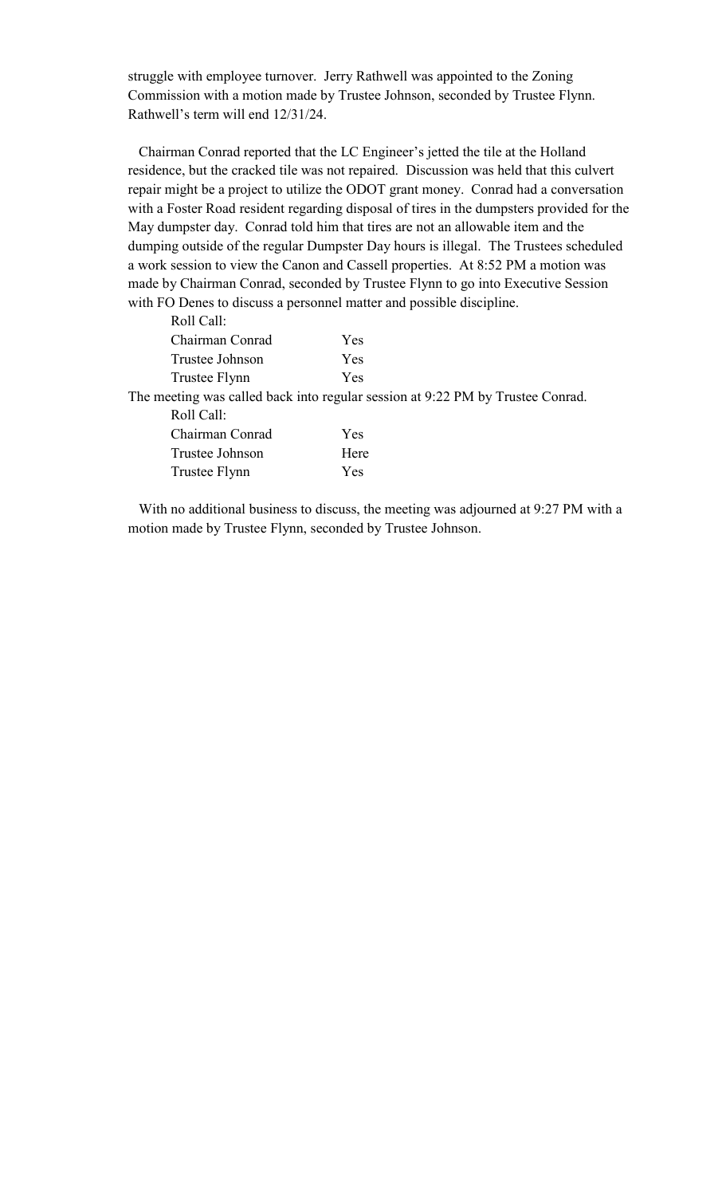struggle with employee turnover. Jerry Rathwell was appointed to the Zoning Commission with a motion made by Trustee Johnson, seconded by Trustee Flynn. Rathwell's term will end 12/31/24.

Chairman Conrad reported that the LC Engineer's jetted the tile at the Holland residence, but the cracked tile was not repaired. Discussion was held that this culvert repair might be a project to utilize the ODOT grant money. Conrad had a conversation with a Foster Road resident regarding disposal of tires in the dumpsters provided for the May dumpster day. Conrad told him that tires are not an allowable item and the dumping outside of the regular Dumpster Day hours is illegal. The Trustees scheduled a work session to view the Canon and Cassell properties. At 8:52 PM a motion was made by Chairman Conrad, seconded by Trustee Flynn to go into Executive Session with FO Denes to discuss a personnel matter and possible discipline.

Roll Call:

| | |
|---|---|
| Chairman Conrad | Yes |
| Trustee Johnson | Yes |
| Trustee Flynn | Yes |

The meeting was called back into regular session at 9:22 PM by Trustee Conrad.

Roll Call:

| | |
|---|---|
| Chairman Conrad | Yes |
| Trustee Johnson | Here |
| Trustee Flynn | Yes |

With no additional business to discuss, the meeting was adjourned at 9:27 PM with a motion made by Trustee Flynn, seconded by Trustee Johnson.